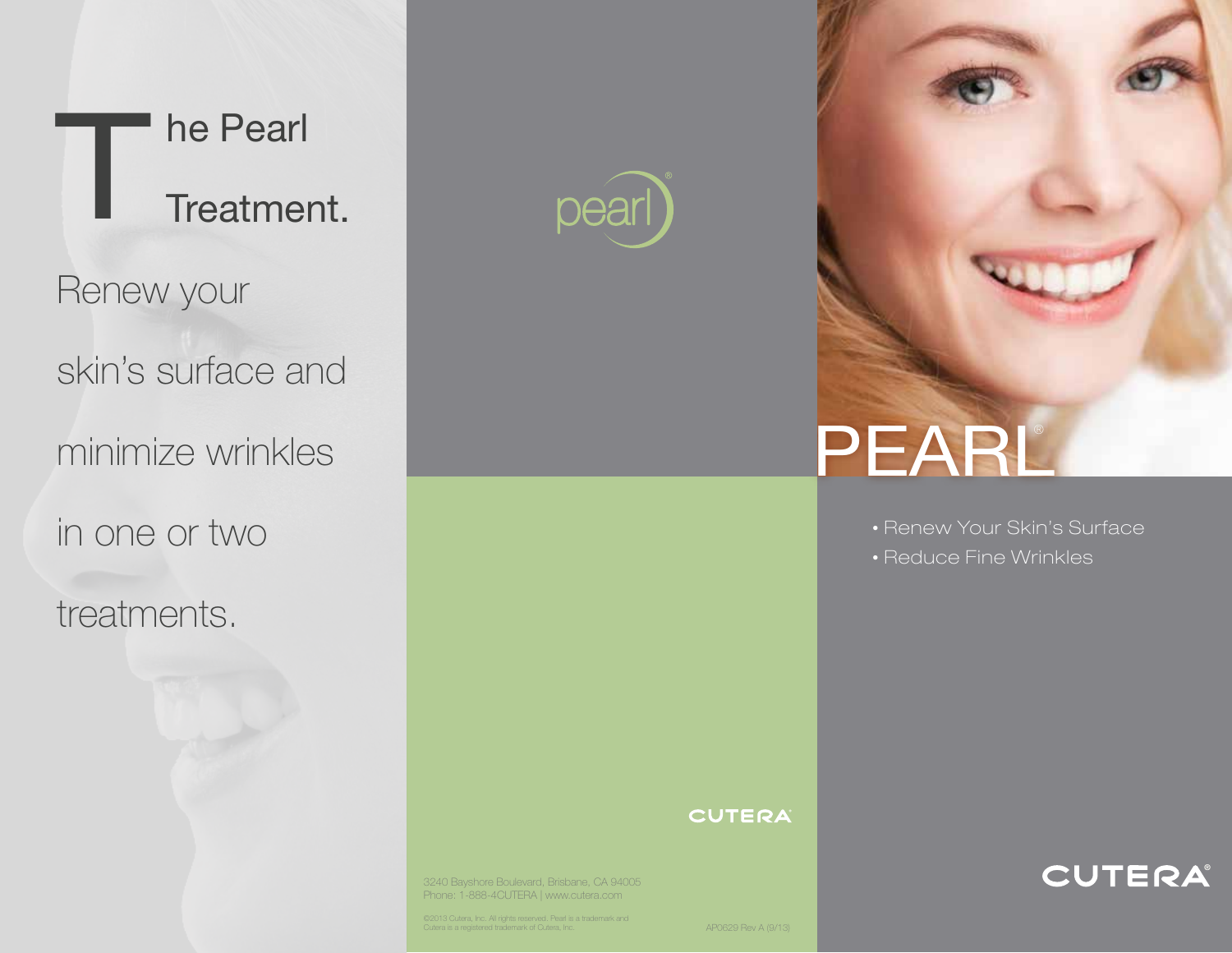# The Pearl Treatment.

Renew your skin's surface and minimize wrinkles in one or two treatments.

pearl®

CUTERA®

3240 Bayshore Boulevard, Brisbane, CA 94005
Phone: 1-888-4CUTERA | www.cutera.com

©2013 Cutera, Inc. All rights reserved. Pearl is a trademark and Cutera is a registered trademark of Cutera, Inc.

AP0629 Rev A (9/13)

# PEARL®

- Renew Your Skin's Surface
- Reduce Fine Wrinkles

CUTERA®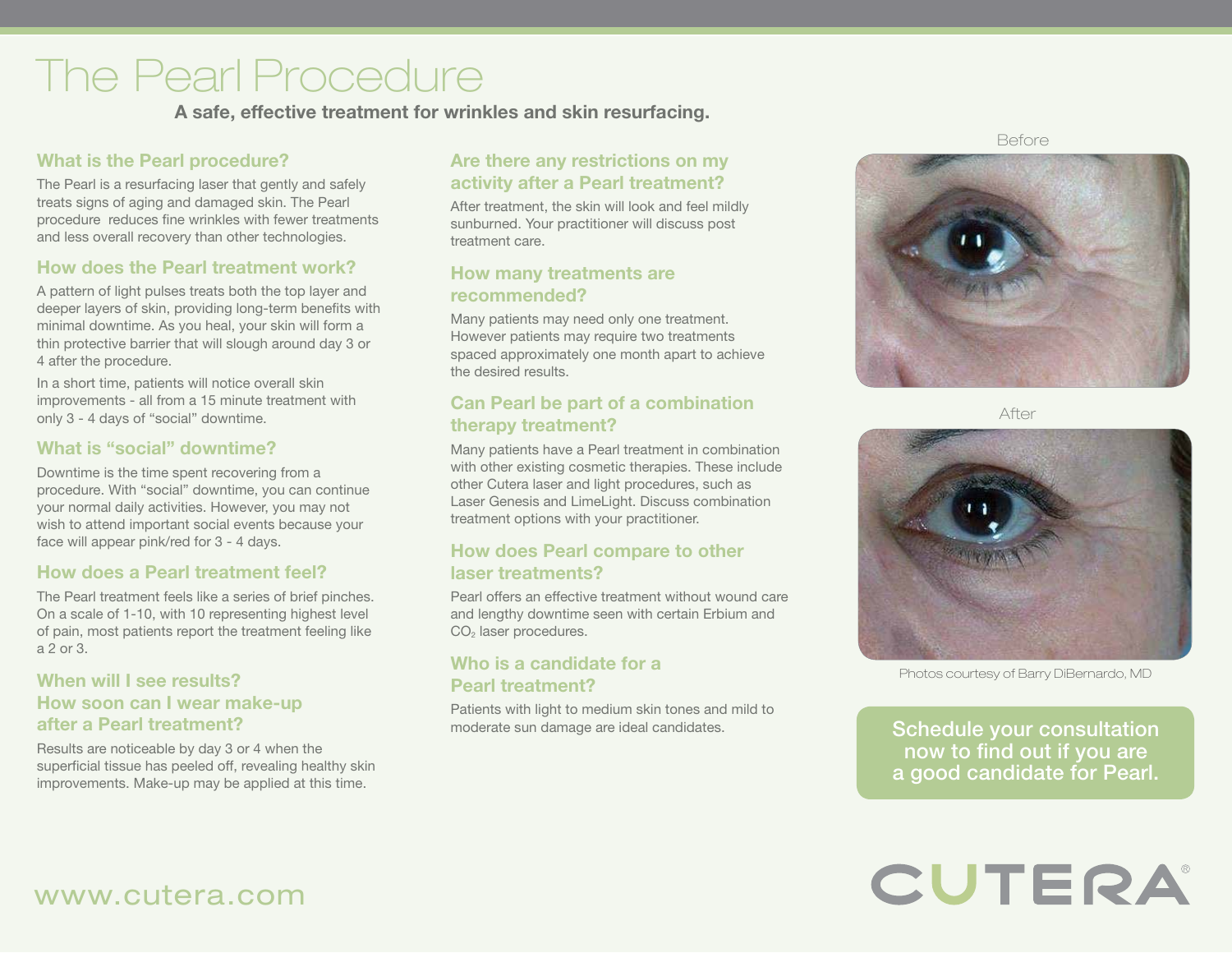# The Pearl Procedure

**A safe, effective treatment for wrinkles and skin resurfacing.**

## What is the Pearl procedure?

The Pearl is a resurfacing laser that gently and safely treats signs of aging and damaged skin. The Pearl procedure reduces fine wrinkles with fewer treatments and less overall recovery than other technologies.

## How does the Pearl treatment work?

A pattern of light pulses treats both the top layer and deeper layers of skin, providing long-term benefits with minimal downtime. As you heal, your skin will form a thin protective barrier that will slough around day 3 or 4 after the procedure.

In a short time, patients will notice overall skin improvements - all from a 15 minute treatment with only 3 - 4 days of "social" downtime.

## What is "social" downtime?

Downtime is the time spent recovering from a procedure. With "social" downtime, you can continue your normal daily activities. However, you may not wish to attend important social events because your face will appear pink/red for 3 - 4 days.

## How does a Pearl treatment feel?

The Pearl treatment feels like a series of brief pinches. On a scale of 1-10, with 10 representing highest level of pain, most patients report the treatment feeling like a 2 or 3.

## When will I see results? How soon can I wear make-up after a Pearl treatment?

Results are noticeable by day 3 or 4 when the superficial tissue has peeled off, revealing healthy skin improvements. Make-up may be applied at this time.

## Are there any restrictions on my activity after a Pearl treatment?

After treatment, the skin will look and feel mildly sunburned. Your practitioner will discuss post treatment care.

## How many treatments are recommended?

Many patients may need only one treatment. However patients may require two treatments spaced approximately one month apart to achieve the desired results.

## Can Pearl be part of a combination therapy treatment?

Many patients have a Pearl treatment in combination with other existing cosmetic therapies. These include other Cutera laser and light procedures, such as Laser Genesis and LimeLight. Discuss combination treatment options with your practitioner.

## How does Pearl compare to other laser treatments?

Pearl offers an effective treatment without wound care and lengthy downtime seen with certain Erbium and $CO_2$ laser procedures.

## Who is a candidate for a Pearl treatment?

Patients with light to medium skin tones and mild to moderate sun damage are ideal candidates.

Before

After

Photos courtesy of Barry DiBernardo, MD

**Schedule your consultation now to find out if you are a good candidate for Pearl.**

www.cutera.com

CUTERA®